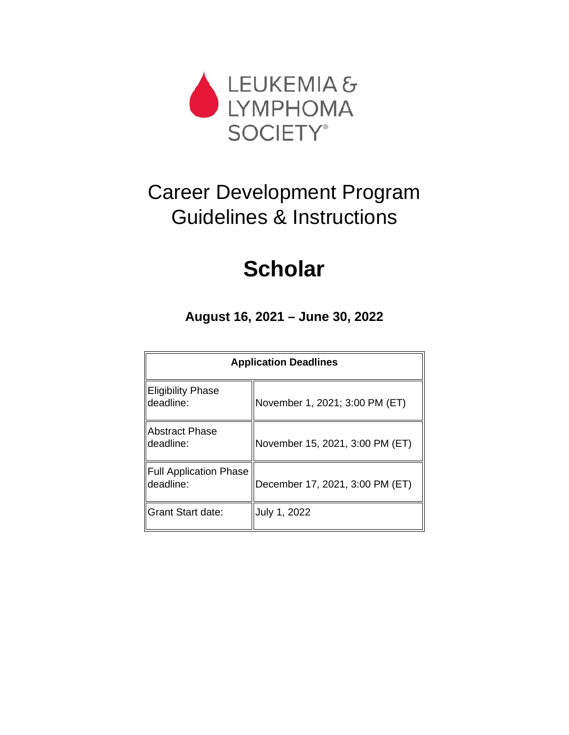LEUKEMIA & LYMPHOMA SOCIETY®

# Career Development Program Guidelines & Instructions

# Scholar

**August 16, 2021 – June 30, 2022**

| **Application Deadlines** | |
|---|---|
| Eligibility Phase deadline: | November 1, 2021; 3:00 PM (ET) |
| Abstract Phase deadline: | November 15, 2021, 3:00 PM (ET) |
| Full Application Phase deadline: | December 17, 2021, 3:00 PM (ET) |
| Grant Start date: | July 1, 2022 |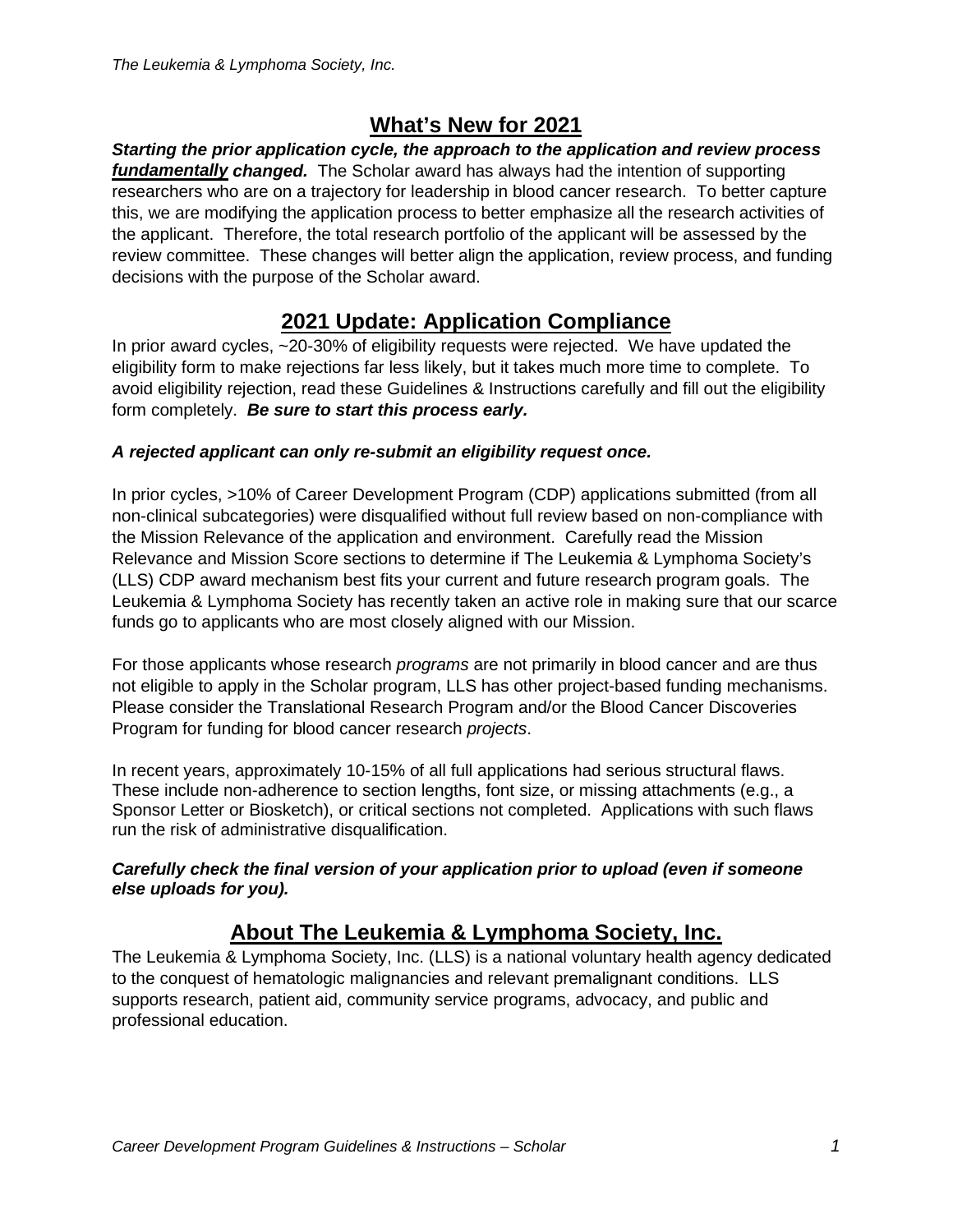## What's New for 2021

***Starting the prior application cycle, the approach to the application and review process <u>fundamentally</u> changed.*** The Scholar award has always had the intention of supporting researchers who are on a trajectory for leadership in blood cancer research. To better capture this, we are modifying the application process to better emphasize all the research activities of the applicant. Therefore, the total research portfolio of the applicant will be assessed by the review committee. These changes will better align the application, review process, and funding decisions with the purpose of the Scholar award.

## 2021 Update: Application Compliance

In prior award cycles, ~20-30% of eligibility requests were rejected. We have updated the eligibility form to make rejections far less likely, but it takes much more time to complete. To avoid eligibility rejection, read these Guidelines & Instructions carefully and fill out the eligibility form completely. ***Be sure to start this process early.***

***A rejected applicant can only re-submit an eligibility request once.***

In prior cycles, >10% of Career Development Program (CDP) applications submitted (from all non-clinical subcategories) were disqualified without full review based on non-compliance with the Mission Relevance of the application and environment. Carefully read the Mission Relevance and Mission Score sections to determine if The Leukemia & Lymphoma Society's (LLS) CDP award mechanism best fits your current and future research program goals. The Leukemia & Lymphoma Society has recently taken an active role in making sure that our scarce funds go to applicants who are most closely aligned with our Mission.

For those applicants whose research *programs* are not primarily in blood cancer and are thus not eligible to apply in the Scholar program, LLS has other project-based funding mechanisms. Please consider the Translational Research Program and/or the Blood Cancer Discoveries Program for funding for blood cancer research *projects*.

In recent years, approximately 10-15% of all full applications had serious structural flaws. These include non-adherence to section lengths, font size, or missing attachments (e.g., a Sponsor Letter or Biosketch), or critical sections not completed. Applications with such flaws run the risk of administrative disqualification.

***Carefully check the final version of your application prior to upload (even if someone else uploads for you).***

## About The Leukemia & Lymphoma Society, Inc.

The Leukemia & Lymphoma Society, Inc. (LLS) is a national voluntary health agency dedicated to the conquest of hematologic malignancies and relevant premalignant conditions. LLS supports research, patient aid, community service programs, advocacy, and public and professional education.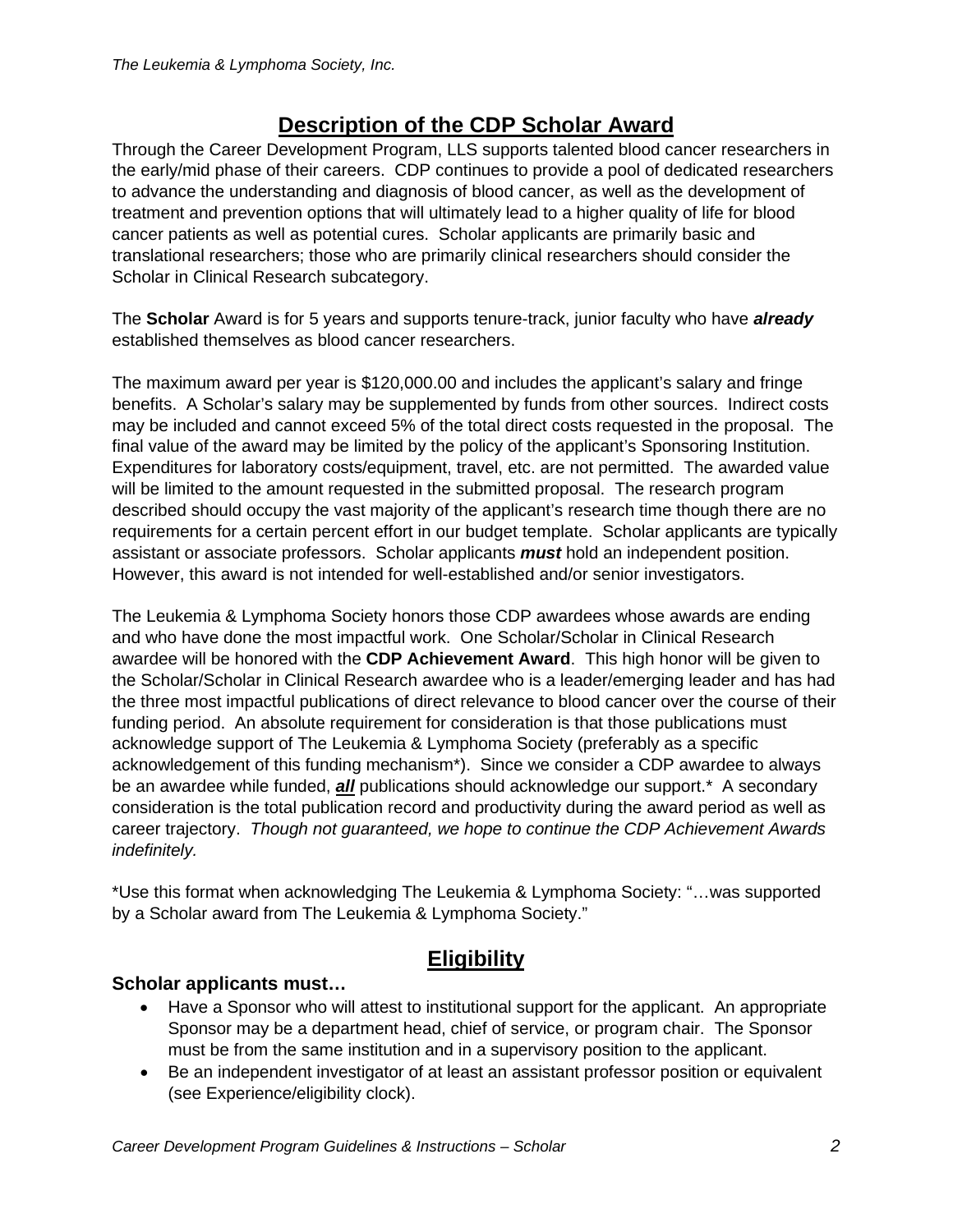## Description of the CDP Scholar Award

Through the Career Development Program, LLS supports talented blood cancer researchers in the early/mid phase of their careers. CDP continues to provide a pool of dedicated researchers to advance the understanding and diagnosis of blood cancer, as well as the development of treatment and prevention options that will ultimately lead to a higher quality of life for blood cancer patients as well as potential cures. Scholar applicants are primarily basic and translational researchers; those who are primarily clinical researchers should consider the Scholar in Clinical Research subcategory.

The **Scholar** Award is for 5 years and supports tenure-track, junior faculty who have ***already*** established themselves as blood cancer researchers.

The maximum award per year is $120,000.00 and includes the applicant's salary and fringe benefits. A Scholar's salary may be supplemented by funds from other sources. Indirect costs may be included and cannot exceed 5% of the total direct costs requested in the proposal. The final value of the award may be limited by the policy of the applicant's Sponsoring Institution. Expenditures for laboratory costs/equipment, travel, etc. are not permitted. The awarded value will be limited to the amount requested in the submitted proposal. The research program described should occupy the vast majority of the applicant's research time though there are no requirements for a certain percent effort in our budget template. Scholar applicants are typically assistant or associate professors. Scholar applicants ***must*** hold an independent position. However, this award is not intended for well-established and/or senior investigators.

The Leukemia & Lymphoma Society honors those CDP awardees whose awards are ending and who have done the most impactful work. One Scholar/Scholar in Clinical Research awardee will be honored with the **CDP Achievement Award**. This high honor will be given to the Scholar/Scholar in Clinical Research awardee who is a leader/emerging leader and has had the three most impactful publications of direct relevance to blood cancer over the course of their funding period. An absolute requirement for consideration is that those publications must acknowledge support of The Leukemia & Lymphoma Society (preferably as a specific acknowledgement of this funding mechanism*). Since we consider a CDP awardee to always be an awardee while funded, ***all*** publications should acknowledge our support.* A secondary consideration is the total publication record and productivity during the award period as well as career trajectory. *Though not guaranteed, we hope to continue the CDP Achievement Awards indefinitely.*

*Use this format when acknowledging The Leukemia & Lymphoma Society: "…was supported by a Scholar award from The Leukemia & Lymphoma Society."

## Eligibility

### Scholar applicants must…

- Have a Sponsor who will attest to institutional support for the applicant. An appropriate Sponsor may be a department head, chief of service, or program chair. The Sponsor must be from the same institution and in a supervisory position to the applicant.
- Be an independent investigator of at least an assistant professor position or equivalent (see Experience/eligibility clock).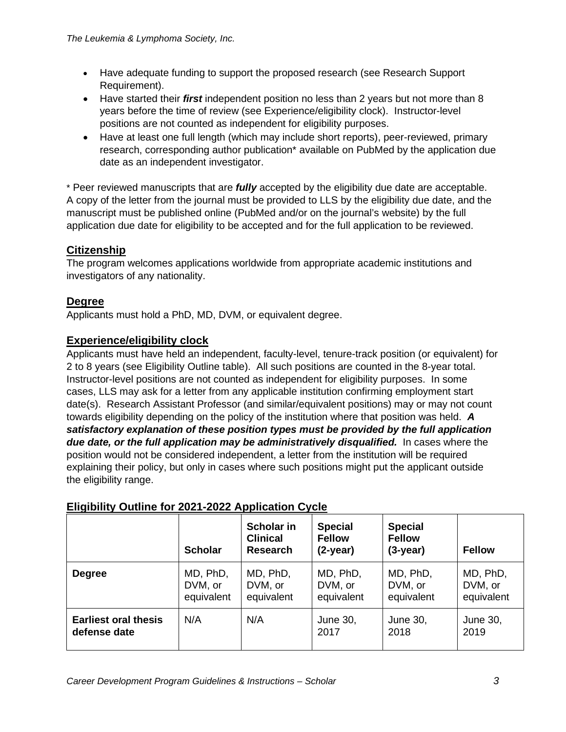- Have adequate funding to support the proposed research (see Research Support Requirement).
- Have started their ***first*** independent position no less than 2 years but not more than 8 years before the time of review (see Experience/eligibility clock). Instructor-level positions are not counted as independent for eligibility purposes.
- Have at least one full length (which may include short reports), peer-reviewed, primary research, corresponding author publication* available on PubMed by the application due date as an independent investigator.

* Peer reviewed manuscripts that are ***fully*** accepted by the eligibility due date are acceptable. A copy of the letter from the journal must be provided to LLS by the eligibility due date, and the manuscript must be published online (PubMed and/or on the journal's website) by the full application due date for eligibility to be accepted and for the full application to be reviewed.

## Citizenship

The program welcomes applications worldwide from appropriate academic institutions and investigators of any nationality.

## Degree

Applicants must hold a PhD, MD, DVM, or equivalent degree.

## Experience/eligibility clock

Applicants must have held an independent, faculty-level, tenure-track position (or equivalent) for 2 to 8 years (see Eligibility Outline table). All such positions are counted in the 8-year total. Instructor-level positions are not counted as independent for eligibility purposes. In some cases, LLS may ask for a letter from any applicable institution confirming employment start date(s). Research Assistant Professor (and similar/equivalent positions) may or may not count towards eligibility depending on the policy of the institution where that position was held. ***A satisfactory explanation of these position types must be provided by the full application due date, or the full application may be administratively disqualified.*** In cases where the position would not be considered independent, a letter from the institution will be required explaining their policy, but only in cases where such positions might put the applicant outside the eligibility range.

## Eligibility Outline for 2021-2022 Application Cycle

| | Scholar | Scholar in Clinical Research | Special Fellow (2-year) | Special Fellow (3-year) | Fellow |
|---|---|---|---|---|---|
| **Degree** | MD, PhD, DVM, or equivalent | MD, PhD, DVM, or equivalent | MD, PhD, DVM, or equivalent | MD, PhD, DVM, or equivalent | MD, PhD, DVM, or equivalent |
| **Earliest oral thesis defense date** | N/A | N/A | June 30, 2017 | June 30, 2018 | June 30, 2019 |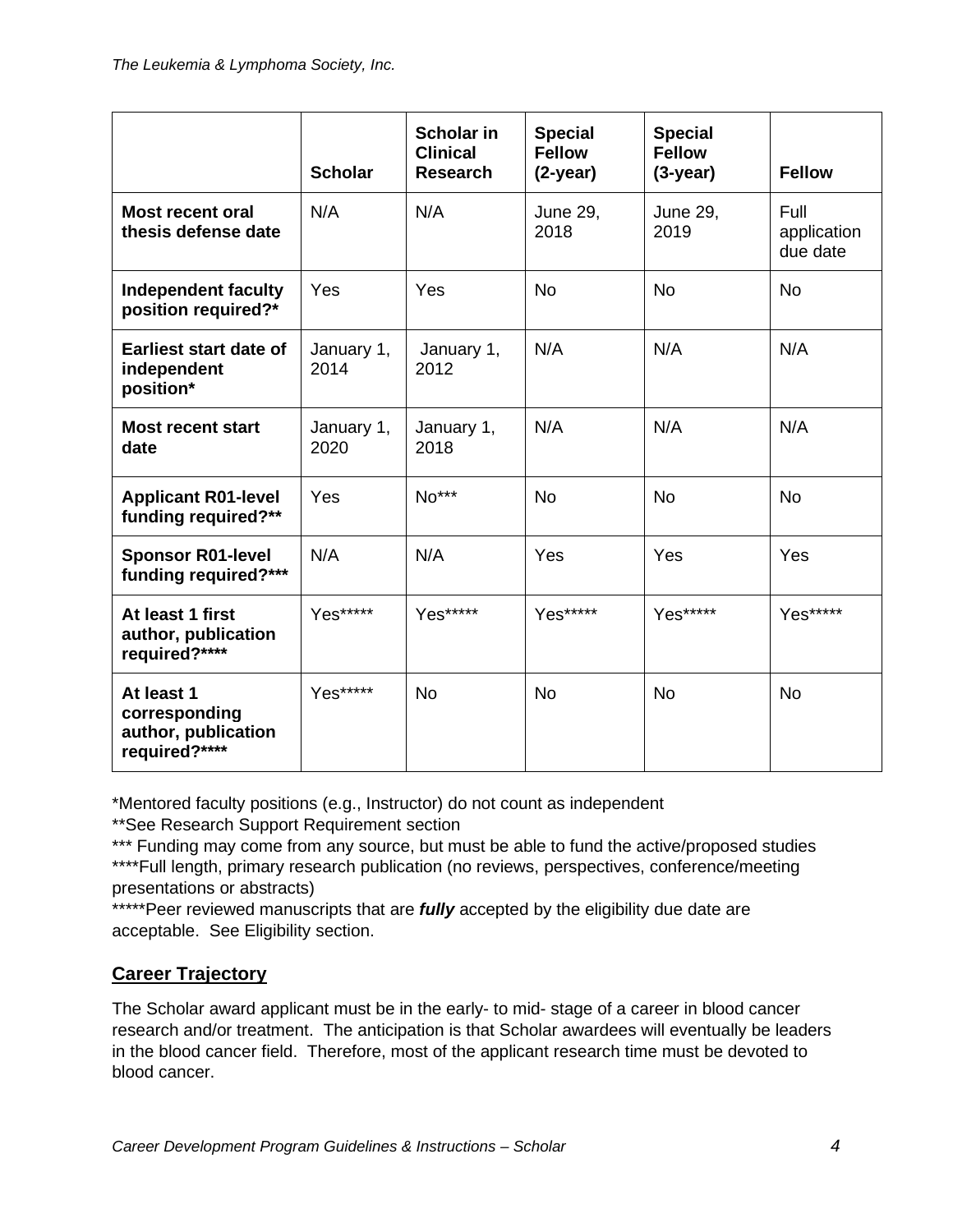| | Scholar | Scholar in Clinical Research | Special Fellow (2-year) | Special Fellow (3-year) | Fellow |
|---|---|---|---|---|---|
| **Most recent oral thesis defense date** | N/A | N/A | June 29, 2018 | June 29, 2019 | Full application due date |
| **Independent faculty position required?*** | Yes | Yes | No | No | No |
| **Earliest start date of independent position*** | January 1, 2014 | January 1, 2012 | N/A | N/A | N/A |
| **Most recent start date** | January 1, 2020 | January 1, 2018 | N/A | N/A | N/A |
| **Applicant R01-level funding required?**** | Yes | No*** | No | No | No |
| **Sponsor R01-level funding required?***** | N/A | N/A | Yes | Yes | Yes |
| **At least 1 first author, publication required?****** | Yes***** | Yes***** | Yes***** | Yes***** | Yes***** |
| **At least 1 corresponding author, publication required?****** | Yes***** | No | No | No | No |

*Mentored faculty positions (e.g., Instructor) do not count as independent

**See Research Support Requirement section

*** Funding may come from any source, but must be able to fund the active/proposed studies

****Full length, primary research publication (no reviews, perspectives, conference/meeting presentations or abstracts)

*****Peer reviewed manuscripts that are ***fully*** accepted by the eligibility due date are acceptable. See Eligibility section.

## Career Trajectory

The Scholar award applicant must be in the early- to mid- stage of a career in blood cancer research and/or treatment. The anticipation is that Scholar awardees will eventually be leaders in the blood cancer field. Therefore, most of the applicant research time must be devoted to blood cancer.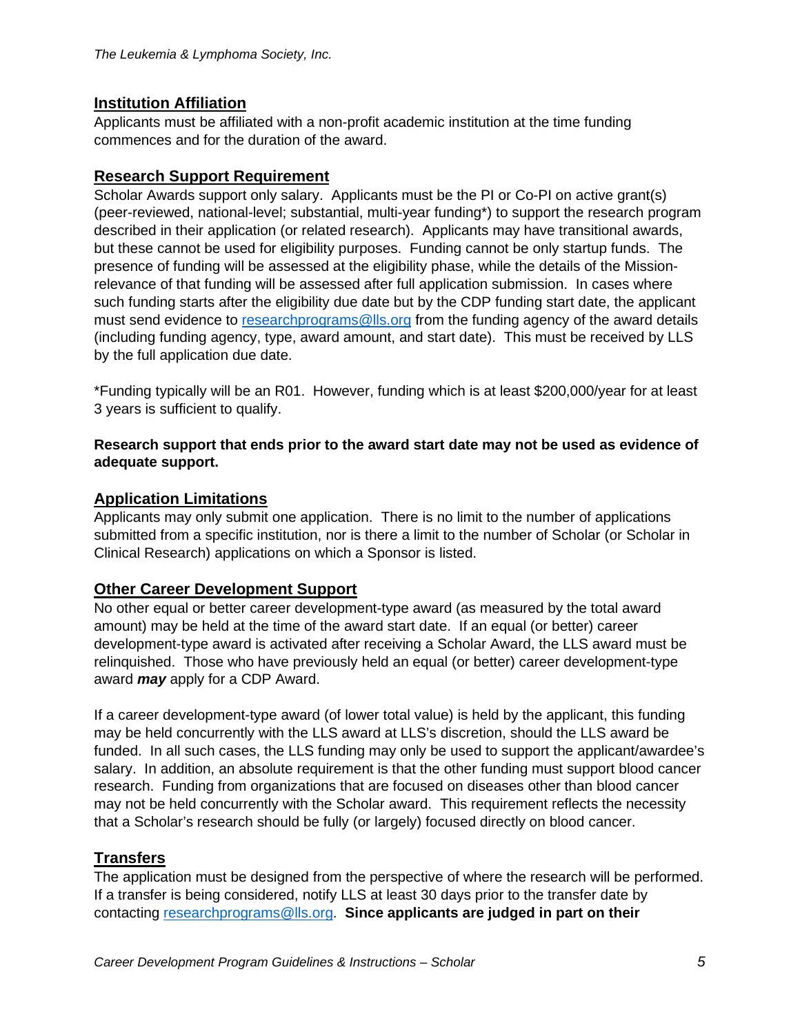## Institution Affiliation

Applicants must be affiliated with a non-profit academic institution at the time funding commences and for the duration of the award.

## Research Support Requirement

Scholar Awards support only salary. Applicants must be the PI or Co-PI on active grant(s) (peer-reviewed, national-level; substantial, multi-year funding*) to support the research program described in their application (or related research). Applicants may have transitional awards, but these cannot be used for eligibility purposes. Funding cannot be only startup funds. The presence of funding will be assessed at the eligibility phase, while the details of the Mission-relevance of that funding will be assessed after full application submission. In cases where such funding starts after the eligibility due date but by the CDP funding start date, the applicant must send evidence to researchprograms@lls.org from the funding agency of the award details (including funding agency, type, award amount, and start date). This must be received by LLS by the full application due date.

*Funding typically will be an R01. However, funding which is at least $200,000/year for at least 3 years is sufficient to qualify.

**Research support that ends prior to the award start date may not be used as evidence of adequate support.**

## Application Limitations

Applicants may only submit one application. There is no limit to the number of applications submitted from a specific institution, nor is there a limit to the number of Scholar (or Scholar in Clinical Research) applications on which a Sponsor is listed.

## Other Career Development Support

No other equal or better career development-type award (as measured by the total award amount) may be held at the time of the award start date. If an equal (or better) career development-type award is activated after receiving a Scholar Award, the LLS award must be relinquished. Those who have previously held an equal (or better) career development-type award ***may*** apply for a CDP Award.

If a career development-type award (of lower total value) is held by the applicant, this funding may be held concurrently with the LLS award at LLS's discretion, should the LLS award be funded. In all such cases, the LLS funding may only be used to support the applicant/awardee's salary. In addition, an absolute requirement is that the other funding must support blood cancer research. Funding from organizations that are focused on diseases other than blood cancer may not be held concurrently with the Scholar award. This requirement reflects the necessity that a Scholar's research should be fully (or largely) focused directly on blood cancer.

## Transfers

The application must be designed from the perspective of where the research will be performed. If a transfer is being considered, notify LLS at least 30 days prior to the transfer date by contacting researchprograms@lls.org. **Since applicants are judged in part on their**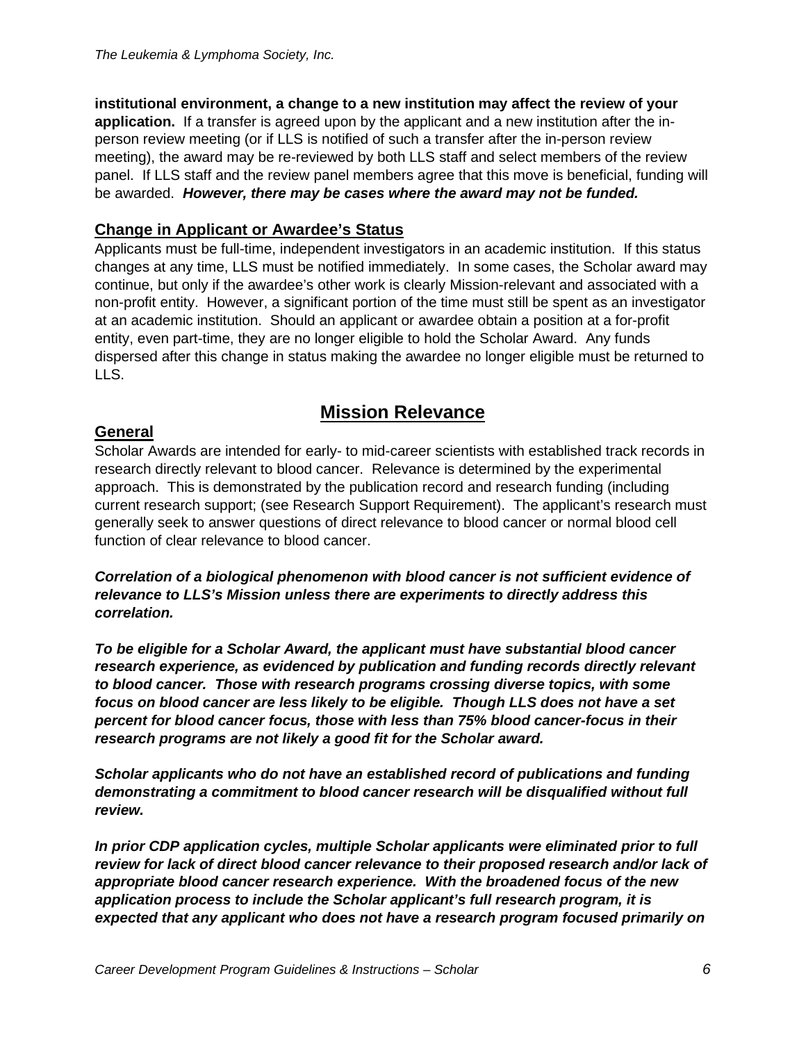**institutional environment, a change to a new institution may affect the review of your application.** If a transfer is agreed upon by the applicant and a new institution after the in-person review meeting (or if LLS is notified of such a transfer after the in-person review meeting), the award may be re-reviewed by both LLS staff and select members of the review panel. If LLS staff and the review panel members agree that this move is beneficial, funding will be awarded. ***However, there may be cases where the award may not be funded.***

## Change in Applicant or Awardee's Status

Applicants must be full-time, independent investigators in an academic institution. If this status changes at any time, LLS must be notified immediately. In some cases, the Scholar award may continue, but only if the awardee's other work is clearly Mission-relevant and associated with a non-profit entity. However, a significant portion of the time must still be spent as an investigator at an academic institution. Should an applicant or awardee obtain a position at a for-profit entity, even part-time, they are no longer eligible to hold the Scholar Award. Any funds dispersed after this change in status making the awardee no longer eligible must be returned to LLS.

# Mission Relevance

## General

Scholar Awards are intended for early- to mid-career scientists with established track records in research directly relevant to blood cancer. Relevance is determined by the experimental approach. This is demonstrated by the publication record and research funding (including current research support; (see Research Support Requirement). The applicant's research must generally seek to answer questions of direct relevance to blood cancer or normal blood cell function of clear relevance to blood cancer.

***Correlation of a biological phenomenon with blood cancer is not sufficient evidence of relevance to LLS's Mission unless there are experiments to directly address this correlation.***

***To be eligible for a Scholar Award, the applicant must have substantial blood cancer research experience, as evidenced by publication and funding records directly relevant to blood cancer. Those with research programs crossing diverse topics, with some focus on blood cancer are less likely to be eligible. Though LLS does not have a set percent for blood cancer focus, those with less than 75% blood cancer-focus in their research programs are not likely a good fit for the Scholar award.***

***Scholar applicants who do not have an established record of publications and funding demonstrating a commitment to blood cancer research will be disqualified without full review.***

***In prior CDP application cycles, multiple Scholar applicants were eliminated prior to full review for lack of direct blood cancer relevance to their proposed research and/or lack of appropriate blood cancer research experience. With the broadened focus of the new application process to include the Scholar applicant's full research program, it is expected that any applicant who does not have a research program focused primarily on***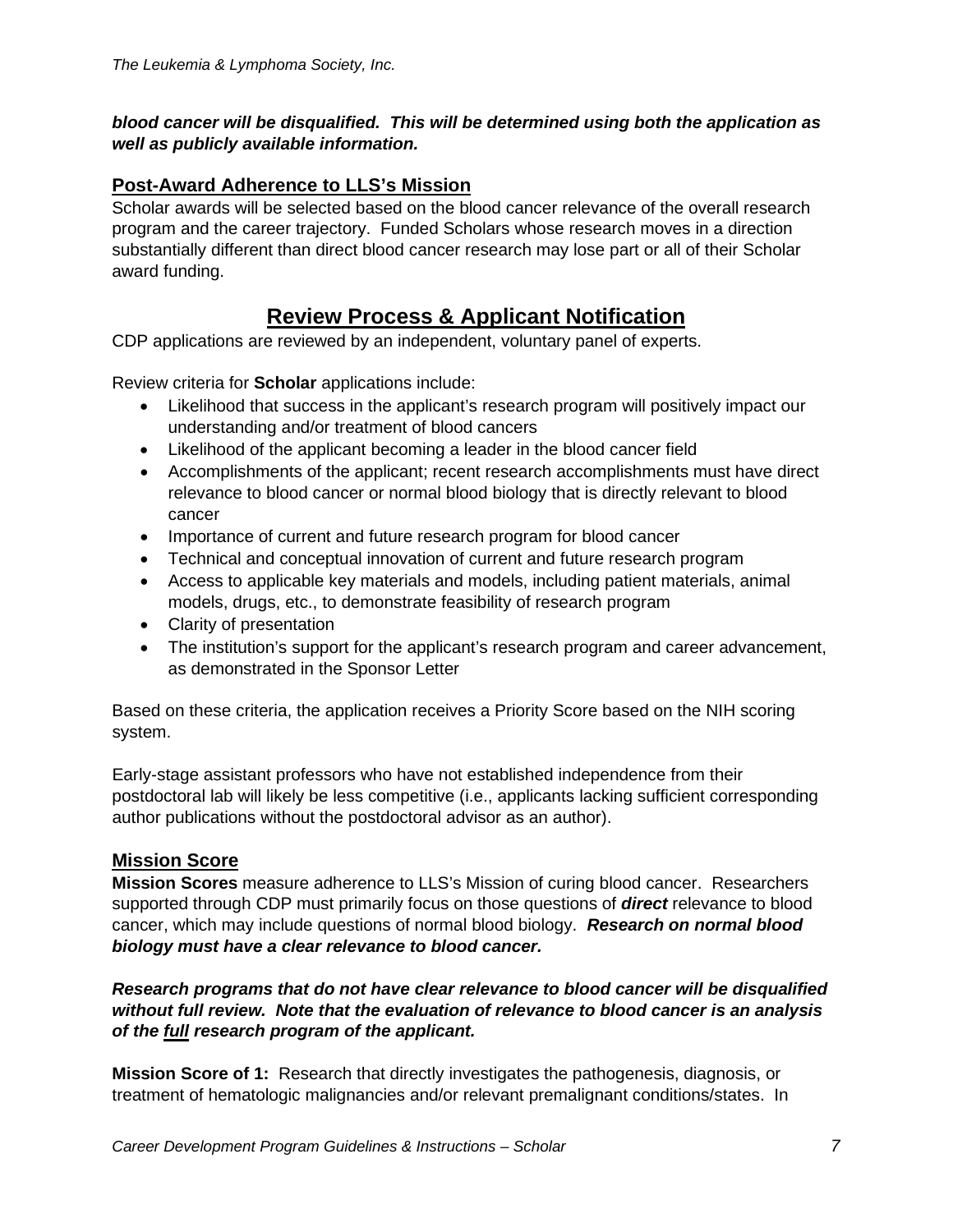***blood cancer will be disqualified. This will be determined using both the application as well as publicly available information.***

## Post-Award Adherence to LLS's Mission

Scholar awards will be selected based on the blood cancer relevance of the overall research program and the career trajectory. Funded Scholars whose research moves in a direction substantially different than direct blood cancer research may lose part or all of their Scholar award funding.

# Review Process & Applicant Notification

CDP applications are reviewed by an independent, voluntary panel of experts.

Review criteria for **Scholar** applications include:

- Likelihood that success in the applicant's research program will positively impact our understanding and/or treatment of blood cancers
- Likelihood of the applicant becoming a leader in the blood cancer field
- Accomplishments of the applicant; recent research accomplishments must have direct relevance to blood cancer or normal blood biology that is directly relevant to blood cancer
- Importance of current and future research program for blood cancer
- Technical and conceptual innovation of current and future research program
- Access to applicable key materials and models, including patient materials, animal models, drugs, etc., to demonstrate feasibility of research program
- Clarity of presentation
- The institution's support for the applicant's research program and career advancement, as demonstrated in the Sponsor Letter

Based on these criteria, the application receives a Priority Score based on the NIH scoring system.

Early-stage assistant professors who have not established independence from their postdoctoral lab will likely be less competitive (i.e., applicants lacking sufficient corresponding author publications without the postdoctoral advisor as an author).

## Mission Score

**Mission Scores** measure adherence to LLS's Mission of curing blood cancer. Researchers supported through CDP must primarily focus on those questions of ***direct*** relevance to blood cancer, which may include questions of normal blood biology. ***Research on normal blood biology must have a clear relevance to blood cancer.***

***Research programs that do not have clear relevance to blood cancer will be disqualified without full review. Note that the evaluation of relevance to blood cancer is an analysis of the full research program of the applicant.***

**Mission Score of 1:** Research that directly investigates the pathogenesis, diagnosis, or treatment of hematologic malignancies and/or relevant premalignant conditions/states. In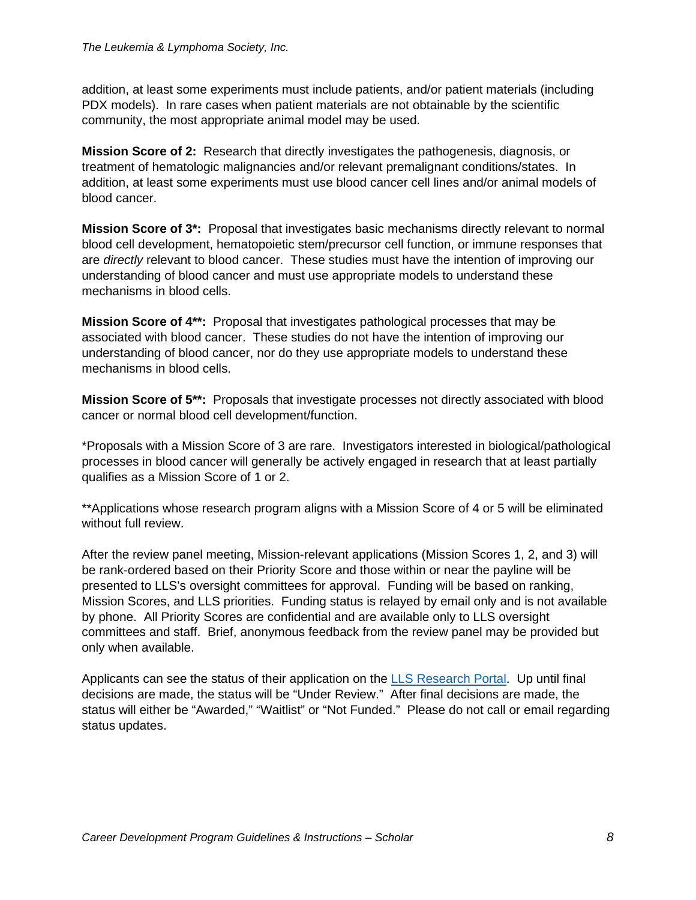addition, at least some experiments must include patients, and/or patient materials (including PDX models). In rare cases when patient materials are not obtainable by the scientific community, the most appropriate animal model may be used.

**Mission Score of 2:** Research that directly investigates the pathogenesis, diagnosis, or treatment of hematologic malignancies and/or relevant premalignant conditions/states. In addition, at least some experiments must use blood cancer cell lines and/or animal models of blood cancer.

**Mission Score of 3*:** Proposal that investigates basic mechanisms directly relevant to normal blood cell development, hematopoietic stem/precursor cell function, or immune responses that are *directly* relevant to blood cancer. These studies must have the intention of improving our understanding of blood cancer and must use appropriate models to understand these mechanisms in blood cells.

**Mission Score of 4**:** Proposal that investigates pathological processes that may be associated with blood cancer. These studies do not have the intention of improving our understanding of blood cancer, nor do they use appropriate models to understand these mechanisms in blood cells.

**Mission Score of 5**:** Proposals that investigate processes not directly associated with blood cancer or normal blood cell development/function.

*Proposals with a Mission Score of 3 are rare. Investigators interested in biological/pathological processes in blood cancer will generally be actively engaged in research that at least partially qualifies as a Mission Score of 1 or 2.

**Applications whose research program aligns with a Mission Score of 4 or 5 will be eliminated without full review.

After the review panel meeting, Mission-relevant applications (Mission Scores 1, 2, and 3) will be rank-ordered based on their Priority Score and those within or near the payline will be presented to LLS's oversight committees for approval. Funding will be based on ranking, Mission Scores, and LLS priorities. Funding status is relayed by email only and is not available by phone. All Priority Scores are confidential and are available only to LLS oversight committees and staff. Brief, anonymous feedback from the review panel may be provided but only when available.

Applicants can see the status of their application on the LLS Research Portal. Up until final decisions are made, the status will be "Under Review." After final decisions are made, the status will either be "Awarded," "Waitlist" or "Not Funded." Please do not call or email regarding status updates.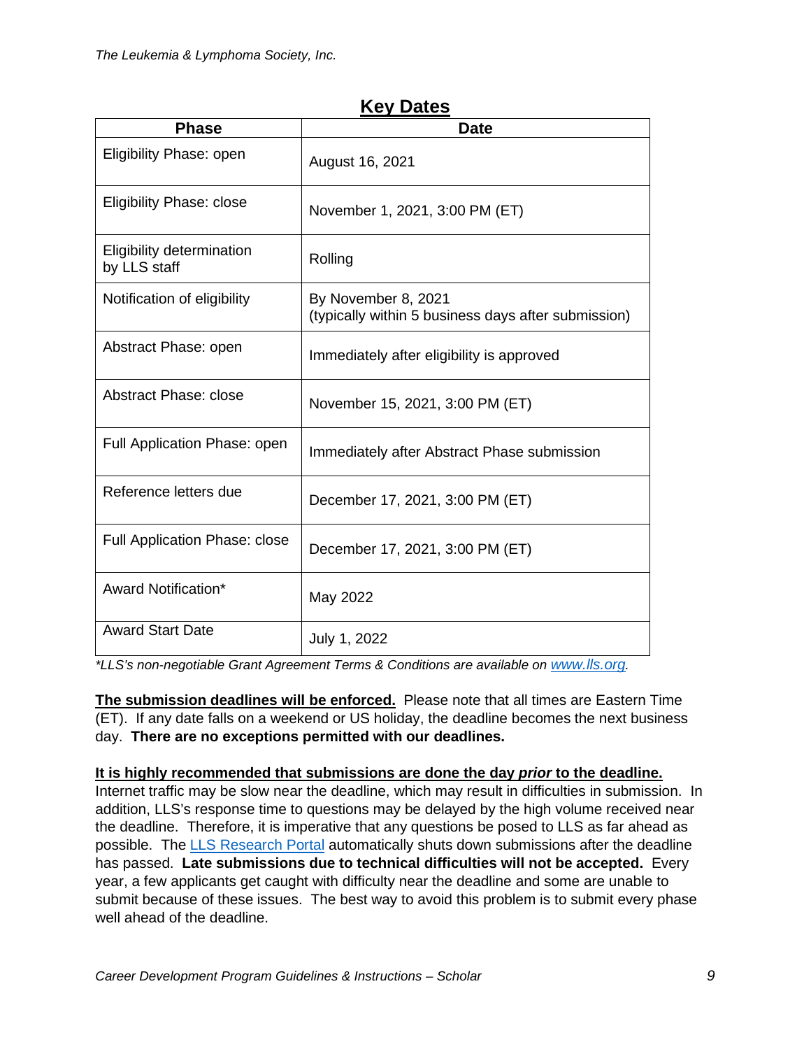## Key Dates

| Phase | Date |
|---|---|
| Eligibility Phase: open | August 16, 2021 |
| Eligibility Phase: close | November 1, 2021, 3:00 PM (ET) |
| Eligibility determination by LLS staff | Rolling |
| Notification of eligibility | By November 8, 2021 (typically within 5 business days after submission) |
| Abstract Phase: open | Immediately after eligibility is approved |
| Abstract Phase: close | November 15, 2021, 3:00 PM (ET) |
| Full Application Phase: open | Immediately after Abstract Phase submission |
| Reference letters due | December 17, 2021, 3:00 PM (ET) |
| Full Application Phase: close | December 17, 2021, 3:00 PM (ET) |
| Award Notification* | May 2022 |
| Award Start Date | July 1, 2022 |

*\*LLS's non-negotiable Grant Agreement Terms & Conditions are available on [www.lls.org](www.lls.org).*

**The submission deadlines will be enforced.** Please note that all times are Eastern Time (ET). If any date falls on a weekend or US holiday, the deadline becomes the next business day. **There are no exceptions permitted with our deadlines.**

**It is highly recommended that submissions are done the day *prior* to the deadline.** Internet traffic may be slow near the deadline, which may result in difficulties in submission. In addition, LLS's response time to questions may be delayed by the high volume received near the deadline. Therefore, it is imperative that any questions be posed to LLS as far ahead as possible. The LLS Research Portal automatically shuts down submissions after the deadline has passed. **Late submissions due to technical difficulties will not be accepted.** Every year, a few applicants get caught with difficulty near the deadline and some are unable to submit because of these issues. The best way to avoid this problem is to submit every phase well ahead of the deadline.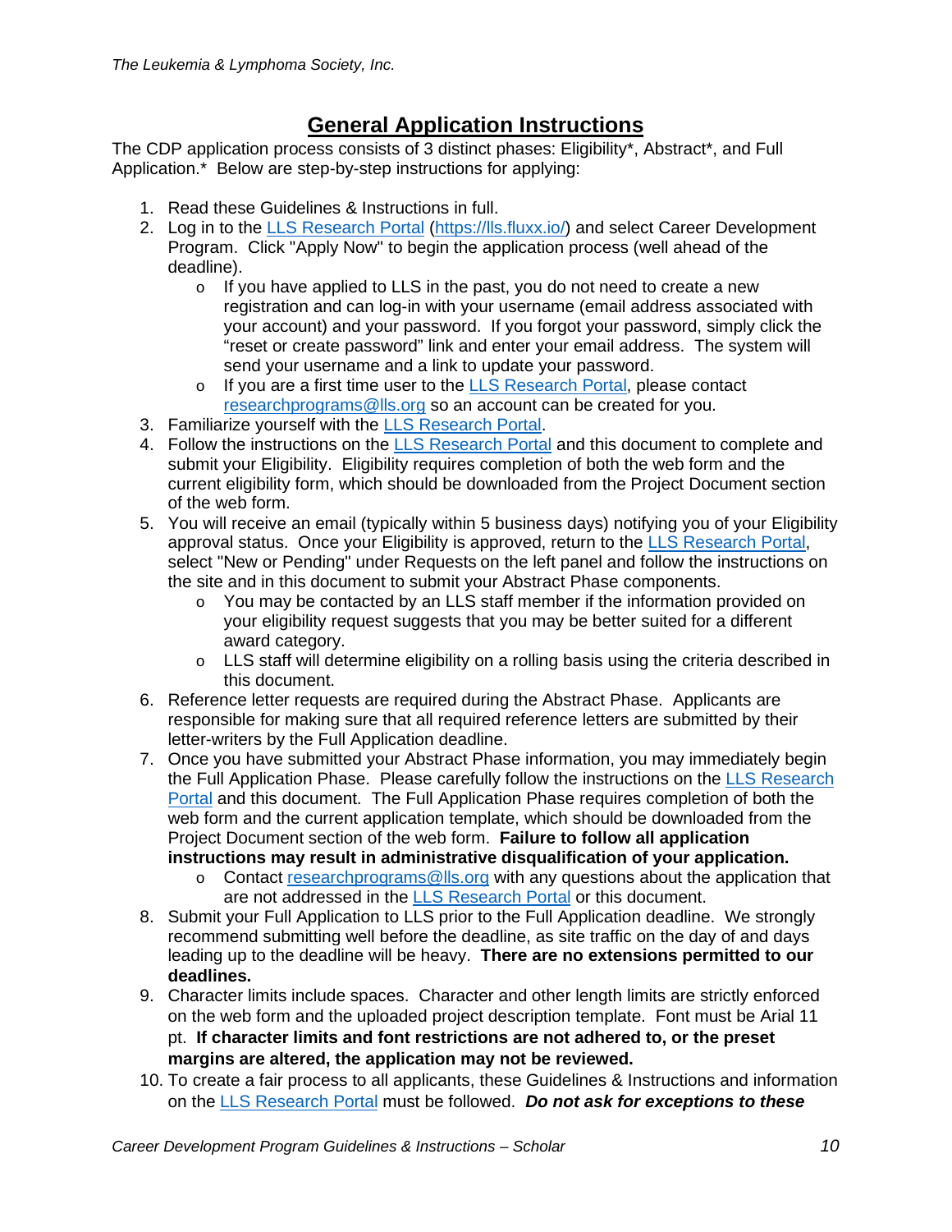## General Application Instructions

The CDP application process consists of 3 distinct phases: Eligibility*, Abstract*, and Full Application.* Below are step-by-step instructions for applying:

1. Read these Guidelines & Instructions in full.
2. Log in to the [LLS Research Portal](https://lls.fluxx.io/) (https://lls.fluxx.io/) and select Career Development Program. Click "Apply Now" to begin the application process (well ahead of the deadline).
   - If you have applied to LLS in the past, you do not need to create a new registration and can log-in with your username (email address associated with your account) and your password. If you forgot your password, simply click the "reset or create password" link and enter your email address. The system will send your username and a link to update your password.
   - If you are a first time user to the LLS Research Portal, please contact researchprograms@lls.org so an account can be created for you.
3. Familiarize yourself with the LLS Research Portal.
4. Follow the instructions on the LLS Research Portal and this document to complete and submit your Eligibility. Eligibility requires completion of both the web form and the current eligibility form, which should be downloaded from the Project Document section of the web form.
5. You will receive an email (typically within 5 business days) notifying you of your Eligibility approval status. Once your Eligibility is approved, return to the LLS Research Portal, select "New or Pending" under Requests on the left panel and follow the instructions on the site and in this document to submit your Abstract Phase components.
   - You may be contacted by an LLS staff member if the information provided on your eligibility request suggests that you may be better suited for a different award category.
   - LLS staff will determine eligibility on a rolling basis using the criteria described in this document.
6. Reference letter requests are required during the Abstract Phase. Applicants are responsible for making sure that all required reference letters are submitted by their letter-writers by the Full Application deadline.
7. Once you have submitted your Abstract Phase information, you may immediately begin the Full Application Phase. Please carefully follow the instructions on the LLS Research Portal and this document. The Full Application Phase requires completion of both the web form and the current application template, which should be downloaded from the Project Document section of the web form. **Failure to follow all application instructions may result in administrative disqualification of your application.**
   - Contact researchprograms@lls.org with any questions about the application that are not addressed in the LLS Research Portal or this document.
8. Submit your Full Application to LLS prior to the Full Application deadline. We strongly recommend submitting well before the deadline, as site traffic on the day of and days leading up to the deadline will be heavy. **There are no extensions permitted to our deadlines.**
9. Character limits include spaces. Character and other length limits are strictly enforced on the web form and the uploaded project description template. Font must be Arial 11 pt. **If character limits and font restrictions are not adhered to, or the preset margins are altered, the application may not be reviewed.**
10. To create a fair process to all applicants, these Guidelines & Instructions and information on the LLS Research Portal must be followed. ***Do not ask for exceptions to these***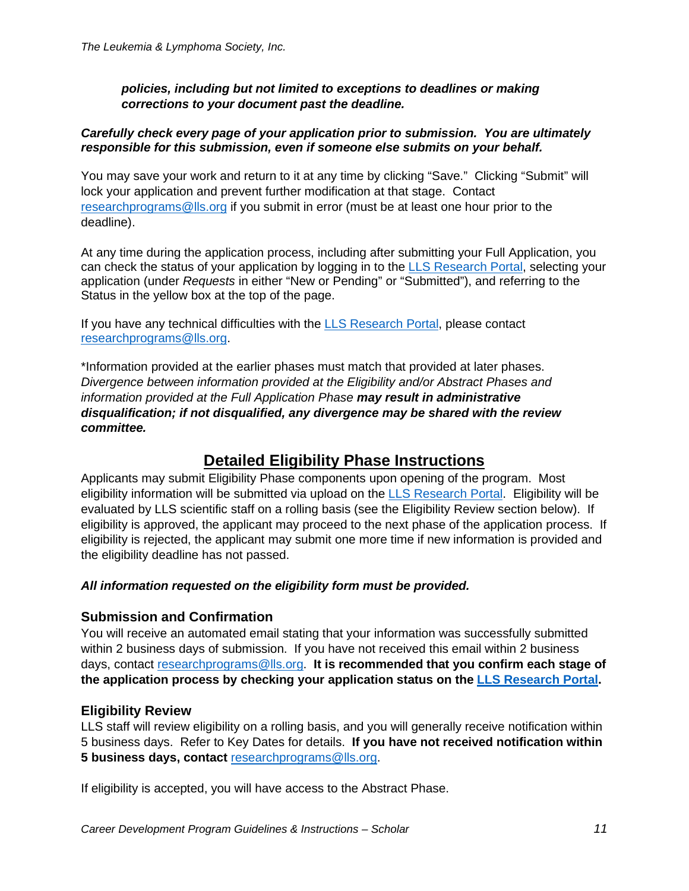***policies, including but not limited to exceptions to deadlines or making corrections to your document past the deadline.***

***Carefully check every page of your application prior to submission. You are ultimately responsible for this submission, even if someone else submits on your behalf.***

You may save your work and return to it at any time by clicking "Save." Clicking "Submit" will lock your application and prevent further modification at that stage. Contact researchprograms@lls.org if you submit in error (must be at least one hour prior to the deadline).

At any time during the application process, including after submitting your Full Application, you can check the status of your application by logging in to the LLS Research Portal, selecting your application (under *Requests* in either "New or Pending" or "Submitted"), and referring to the Status in the yellow box at the top of the page.

If you have any technical difficulties with the LLS Research Portal, please contact researchprograms@lls.org.

*Information provided at the earlier phases must match that provided at later phases. *Divergence between information provided at the Eligibility and/or Abstract Phases and information provided at the Full Application Phase* ***may result in administrative disqualification; if not disqualified, any divergence may be shared with the review committee.***

## Detailed Eligibility Phase Instructions

Applicants may submit Eligibility Phase components upon opening of the program. Most eligibility information will be submitted via upload on the LLS Research Portal. Eligibility will be evaluated by LLS scientific staff on a rolling basis (see the Eligibility Review section below). If eligibility is approved, the applicant may proceed to the next phase of the application process. If eligibility is rejected, the applicant may submit one more time if new information is provided and the eligibility deadline has not passed.

***All information requested on the eligibility form must be provided.***

### Submission and Confirmation

You will receive an automated email stating that your information was successfully submitted within 2 business days of submission. If you have not received this email within 2 business days, contact researchprograms@lls.org. **It is recommended that you confirm each stage of the application process by checking your application status on the LLS Research Portal.**

### Eligibility Review

LLS staff will review eligibility on a rolling basis, and you will generally receive notification within 5 business days. Refer to Key Dates for details. **If you have not received notification within 5 business days, contact** researchprograms@lls.org.

If eligibility is accepted, you will have access to the Abstract Phase.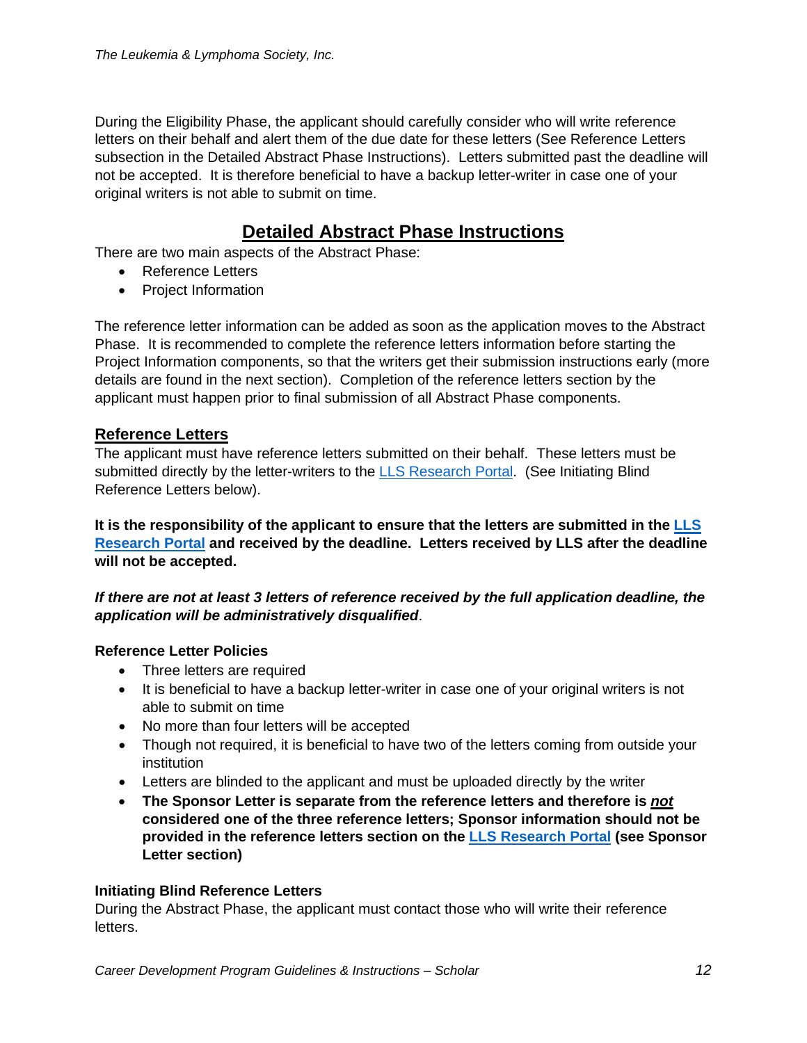During the Eligibility Phase, the applicant should carefully consider who will write reference letters on their behalf and alert them of the due date for these letters (See Reference Letters subsection in the Detailed Abstract Phase Instructions). Letters submitted past the deadline will not be accepted. It is therefore beneficial to have a backup letter-writer in case one of your original writers is not able to submit on time.

## Detailed Abstract Phase Instructions

There are two main aspects of the Abstract Phase:

- Reference Letters
- Project Information

The reference letter information can be added as soon as the application moves to the Abstract Phase. It is recommended to complete the reference letters information before starting the Project Information components, so that the writers get their submission instructions early (more details are found in the next section). Completion of the reference letters section by the applicant must happen prior to final submission of all Abstract Phase components.

### Reference Letters

The applicant must have reference letters submitted on their behalf. These letters must be submitted directly by the letter-writers to the LLS Research Portal. (See Initiating Blind Reference Letters below).

**It is the responsibility of the applicant to ensure that the letters are submitted in the LLS Research Portal and received by the deadline. Letters received by LLS after the deadline will not be accepted.**

***If there are not at least 3 letters of reference received by the full application deadline, the application will be administratively disqualified***.

#### Reference Letter Policies

- Three letters are required
- It is beneficial to have a backup letter-writer in case one of your original writers is not able to submit on time
- No more than four letters will be accepted
- Though not required, it is beneficial to have two of the letters coming from outside your institution
- Letters are blinded to the applicant and must be uploaded directly by the writer
- **The Sponsor Letter is separate from the reference letters and therefore is *not* considered one of the three reference letters; Sponsor information should not be provided in the reference letters section on the LLS Research Portal (see Sponsor Letter section)**

#### Initiating Blind Reference Letters

During the Abstract Phase, the applicant must contact those who will write their reference letters.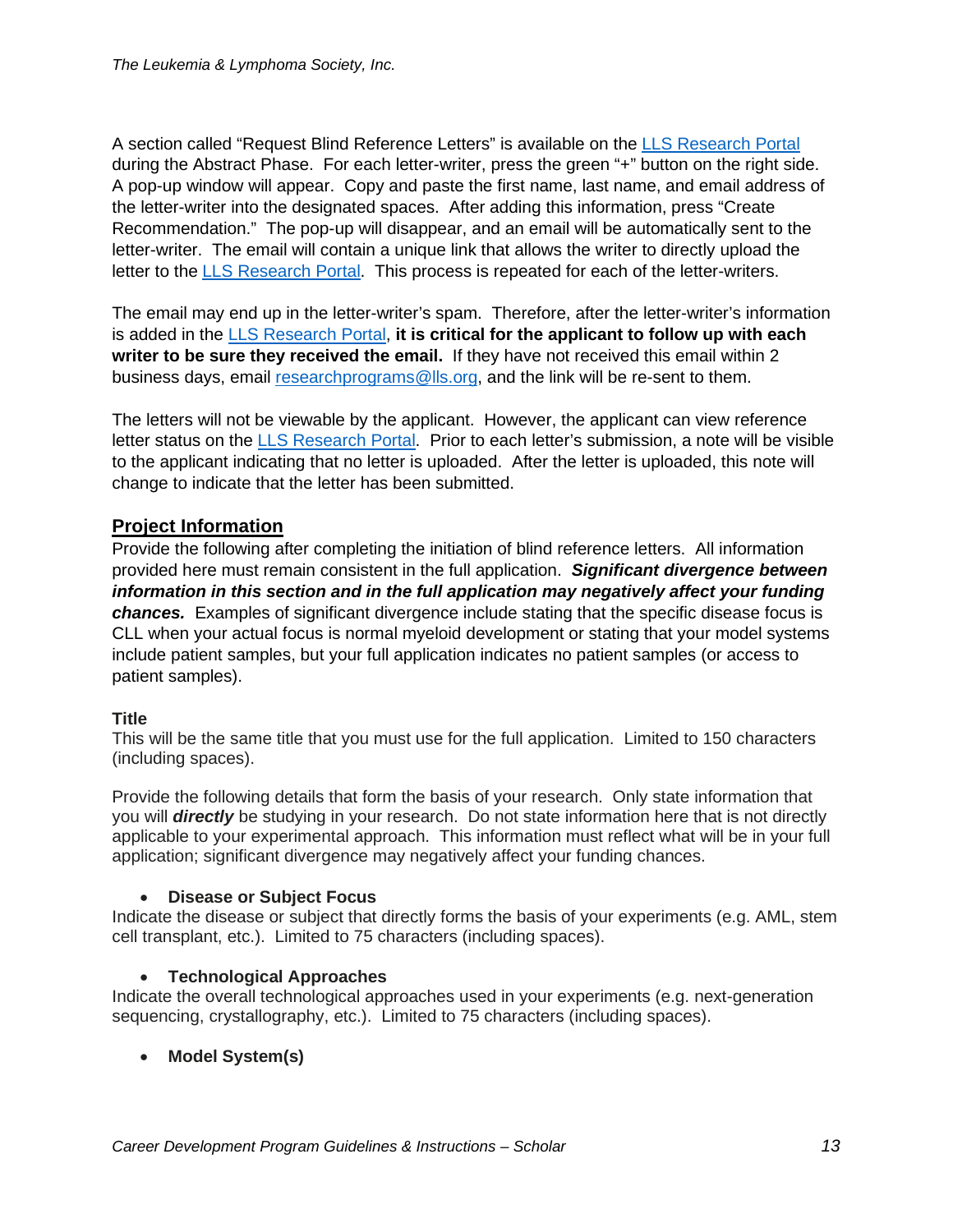A section called "Request Blind Reference Letters" is available on the [LLS Research Portal](#) during the Abstract Phase. For each letter-writer, press the green "+" button on the right side. A pop-up window will appear. Copy and paste the first name, last name, and email address of the letter-writer into the designated spaces. After adding this information, press "Create Recommendation." The pop-up will disappear, and an email will be automatically sent to the letter-writer. The email will contain a unique link that allows the writer to directly upload the letter to the [LLS Research Portal](#). This process is repeated for each of the letter-writers.

The email may end up in the letter-writer's spam. Therefore, after the letter-writer's information is added in the [LLS Research Portal](#), **it is critical for the applicant to follow up with each writer to be sure they received the email.** If they have not received this email within 2 business days, email [researchprograms@lls.org](mailto:researchprograms@lls.org), and the link will be re-sent to them.

The letters will not be viewable by the applicant. However, the applicant can view reference letter status on the [LLS Research Portal](#). Prior to each letter's submission, a note will be visible to the applicant indicating that no letter is uploaded. After the letter is uploaded, this note will change to indicate that the letter has been submitted.

## Project Information

Provide the following after completing the initiation of blind reference letters. All information provided here must remain consistent in the full application. ***Significant divergence between information in this section and in the full application may negatively affect your funding chances.*** Examples of significant divergence include stating that the specific disease focus is CLL when your actual focus is normal myeloid development or stating that your model systems include patient samples, but your full application indicates no patient samples (or access to patient samples).

### Title

This will be the same title that you must use for the full application. Limited to 150 characters (including spaces).

Provide the following details that form the basis of your research. Only state information that you will ***directly*** be studying in your research. Do not state information here that is not directly applicable to your experimental approach. This information must reflect what will be in your full application; significant divergence may negatively affect your funding chances.

- **Disease or Subject Focus**

Indicate the disease or subject that directly forms the basis of your experiments (e.g. AML, stem cell transplant, etc.). Limited to 75 characters (including spaces).

- **Technological Approaches**

Indicate the overall technological approaches used in your experiments (e.g. next-generation sequencing, crystallography, etc.). Limited to 75 characters (including spaces).

- **Model System(s)**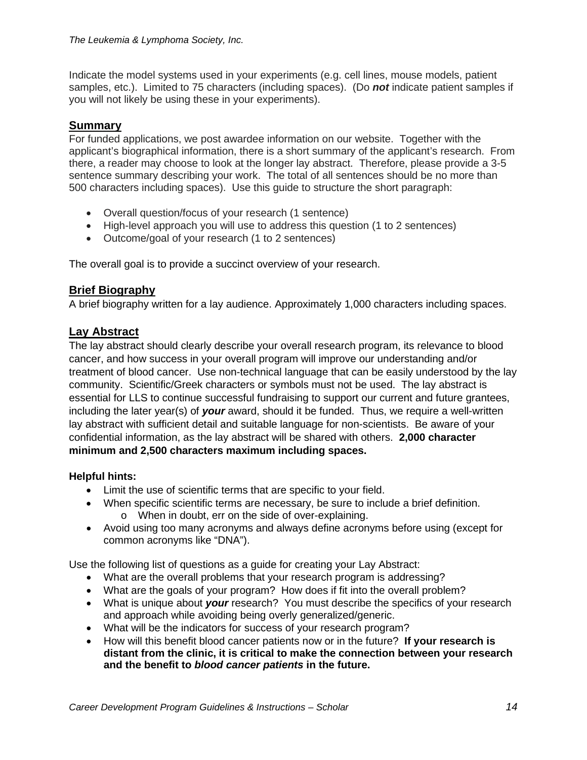Indicate the model systems used in your experiments (e.g. cell lines, mouse models, patient samples, etc.). Limited to 75 characters (including spaces). (Do ***not*** indicate patient samples if you will not likely be using these in your experiments).

## Summary

For funded applications, we post awardee information on our website. Together with the applicant's biographical information, there is a short summary of the applicant's research. From there, a reader may choose to look at the longer lay abstract. Therefore, please provide a 3-5 sentence summary describing your work. The total of all sentences should be no more than 500 characters including spaces). Use this guide to structure the short paragraph:

- Overall question/focus of your research (1 sentence)
- High-level approach you will use to address this question (1 to 2 sentences)
- Outcome/goal of your research (1 to 2 sentences)

The overall goal is to provide a succinct overview of your research.

## Brief Biography

A brief biography written for a lay audience. Approximately 1,000 characters including spaces.

## Lay Abstract

The lay abstract should clearly describe your overall research program, its relevance to blood cancer, and how success in your overall program will improve our understanding and/or treatment of blood cancer. Use non-technical language that can be easily understood by the lay community. Scientific/Greek characters or symbols must not be used. The lay abstract is essential for LLS to continue successful fundraising to support our current and future grantees, including the later year(s) of ***your*** award, should it be funded. Thus, we require a well-written lay abstract with sufficient detail and suitable language for non-scientists. Be aware of your confidential information, as the lay abstract will be shared with others. **2,000 character minimum and 2,500 characters maximum including spaces.**

**Helpful hints:**

- Limit the use of scientific terms that are specific to your field.
- When specific scientific terms are necessary, be sure to include a brief definition.
  - When in doubt, err on the side of over-explaining.
- Avoid using too many acronyms and always define acronyms before using (except for common acronyms like "DNA").

Use the following list of questions as a guide for creating your Lay Abstract:

- What are the overall problems that your research program is addressing?
- What are the goals of your program? How does if fit into the overall problem?
- What is unique about ***your*** research? You must describe the specifics of your research and approach while avoiding being overly generalized/generic.
- What will be the indicators for success of your research program?
- How will this benefit blood cancer patients now or in the future? **If your research is distant from the clinic, it is critical to make the connection between your research and the benefit to *blood cancer patients* in the future.**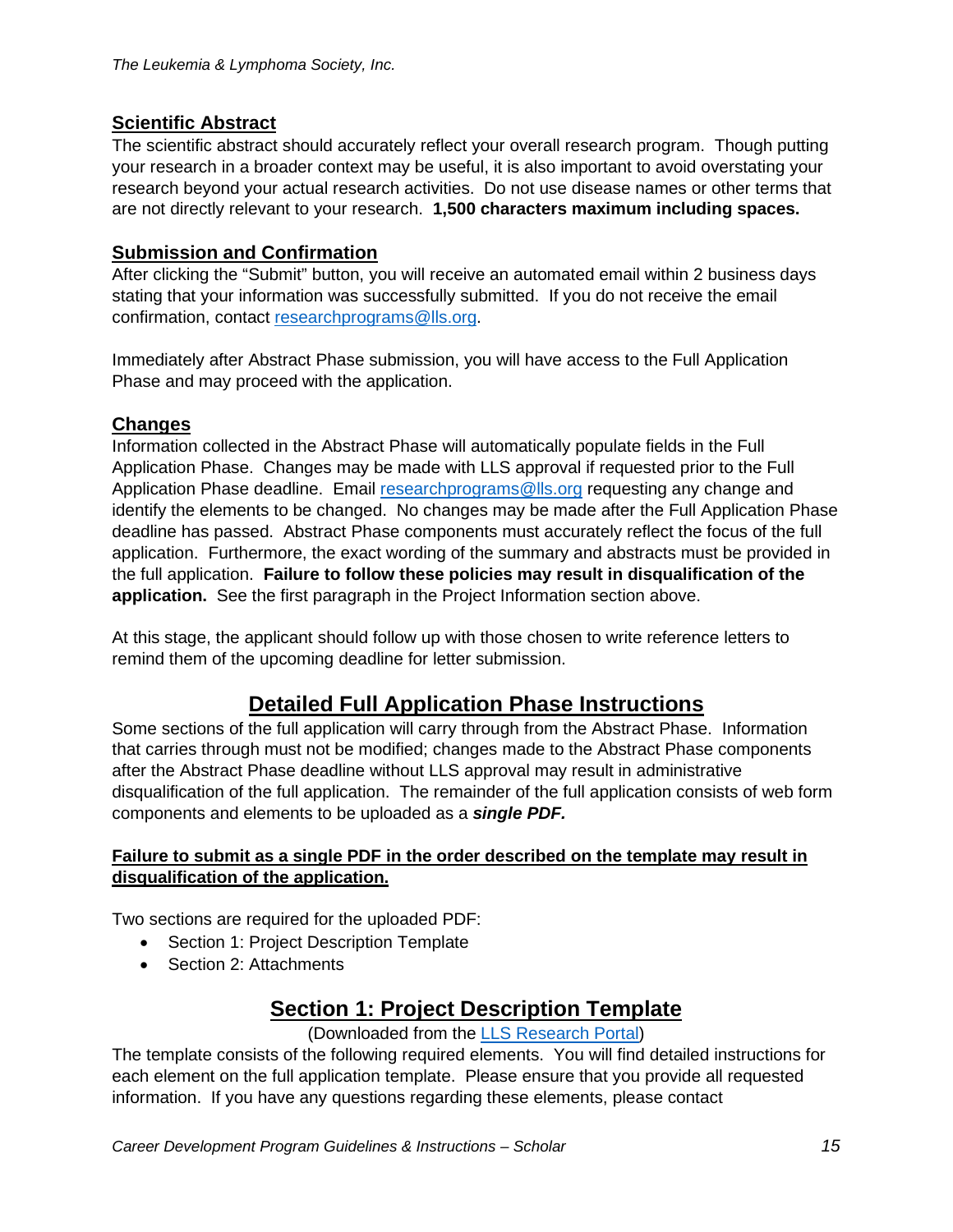## Scientific Abstract

The scientific abstract should accurately reflect your overall research program. Though putting your research in a broader context may be useful, it is also important to avoid overstating your research beyond your actual research activities. Do not use disease names or other terms that are not directly relevant to your research. **1,500 characters maximum including spaces.**

## Submission and Confirmation

After clicking the "Submit" button, you will receive an automated email within 2 business days stating that your information was successfully submitted. If you do not receive the email confirmation, contact [researchprograms@lls.org](mailto:researchprograms@lls.org).

Immediately after Abstract Phase submission, you will have access to the Full Application Phase and may proceed with the application.

## Changes

Information collected in the Abstract Phase will automatically populate fields in the Full Application Phase. Changes may be made with LLS approval if requested prior to the Full Application Phase deadline. Email [researchprograms@lls.org](mailto:researchprograms@lls.org) requesting any change and identify the elements to be changed. No changes may be made after the Full Application Phase deadline has passed. Abstract Phase components must accurately reflect the focus of the full application. Furthermore, the exact wording of the summary and abstracts must be provided in the full application. **Failure to follow these policies may result in disqualification of the application.** See the first paragraph in the Project Information section above.

At this stage, the applicant should follow up with those chosen to write reference letters to remind them of the upcoming deadline for letter submission.

# Detailed Full Application Phase Instructions

Some sections of the full application will carry through from the Abstract Phase. Information that carries through must not be modified; changes made to the Abstract Phase components after the Abstract Phase deadline without LLS approval may result in administrative disqualification of the full application. The remainder of the full application consists of web form components and elements to be uploaded as a ***single PDF.***

**Failure to submit as a single PDF in the order described on the template may result in disqualification of the application.**

Two sections are required for the uploaded PDF:

- Section 1: Project Description Template
- Section 2: Attachments

# Section 1: Project Description Template

(Downloaded from the [LLS Research Portal](LLS Research Portal))

The template consists of the following required elements. You will find detailed instructions for each element on the full application template. Please ensure that you provide all requested information. If you have any questions regarding these elements, please contact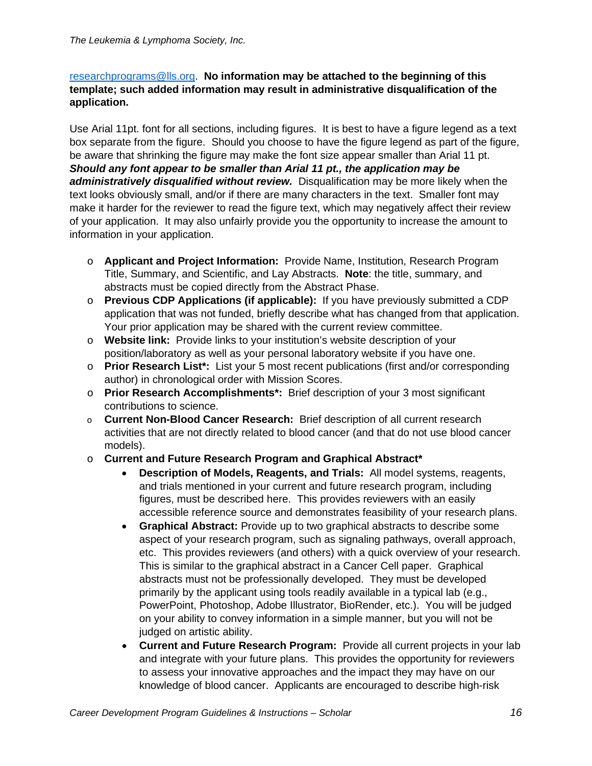researchprograms@lls.org. **No information may be attached to the beginning of this template; such added information may result in administrative disqualification of the application.**

Use Arial 11pt. font for all sections, including figures. It is best to have a figure legend as a text box separate from the figure. Should you choose to have the figure legend as part of the figure, be aware that shrinking the figure may make the font size appear smaller than Arial 11 pt. ***Should any font appear to be smaller than Arial 11 pt., the application may be administratively disqualified without review.*** Disqualification may be more likely when the text looks obviously small, and/or if there are many characters in the text. Smaller font may make it harder for the reviewer to read the figure text, which may negatively affect their review of your application. It may also unfairly provide you the opportunity to increase the amount to information in your application.

- **Applicant and Project Information:** Provide Name, Institution, Research Program Title, Summary, and Scientific, and Lay Abstracts. **Note**: the title, summary, and abstracts must be copied directly from the Abstract Phase.
- **Previous CDP Applications (if applicable):** If you have previously submitted a CDP application that was not funded, briefly describe what has changed from that application. Your prior application may be shared with the current review committee.
- **Website link:** Provide links to your institution's website description of your position/laboratory as well as your personal laboratory website if you have one.
- **Prior Research List*:** List your 5 most recent publications (first and/or corresponding author) in chronological order with Mission Scores.
- **Prior Research Accomplishments*:** Brief description of your 3 most significant contributions to science.
- **Current Non-Blood Cancer Research:** Brief description of all current research activities that are not directly related to blood cancer (and that do not use blood cancer models).
- **Current and Future Research Program and Graphical Abstract***
  - **Description of Models, Reagents, and Trials:** All model systems, reagents, and trials mentioned in your current and future research program, including figures, must be described here. This provides reviewers with an easily accessible reference source and demonstrates feasibility of your research plans.
  - **Graphical Abstract:** Provide up to two graphical abstracts to describe some aspect of your research program, such as signaling pathways, overall approach, etc. This provides reviewers (and others) with a quick overview of your research. This is similar to the graphical abstract in a Cancer Cell paper. Graphical abstracts must not be professionally developed. They must be developed primarily by the applicant using tools readily available in a typical lab (e.g., PowerPoint, Photoshop, Adobe Illustrator, BioRender, etc.). You will be judged on your ability to convey information in a simple manner, but you will not be judged on artistic ability.
  - **Current and Future Research Program:** Provide all current projects in your lab and integrate with your future plans. This provides the opportunity for reviewers to assess your innovative approaches and the impact they may have on our knowledge of blood cancer. Applicants are encouraged to describe high-risk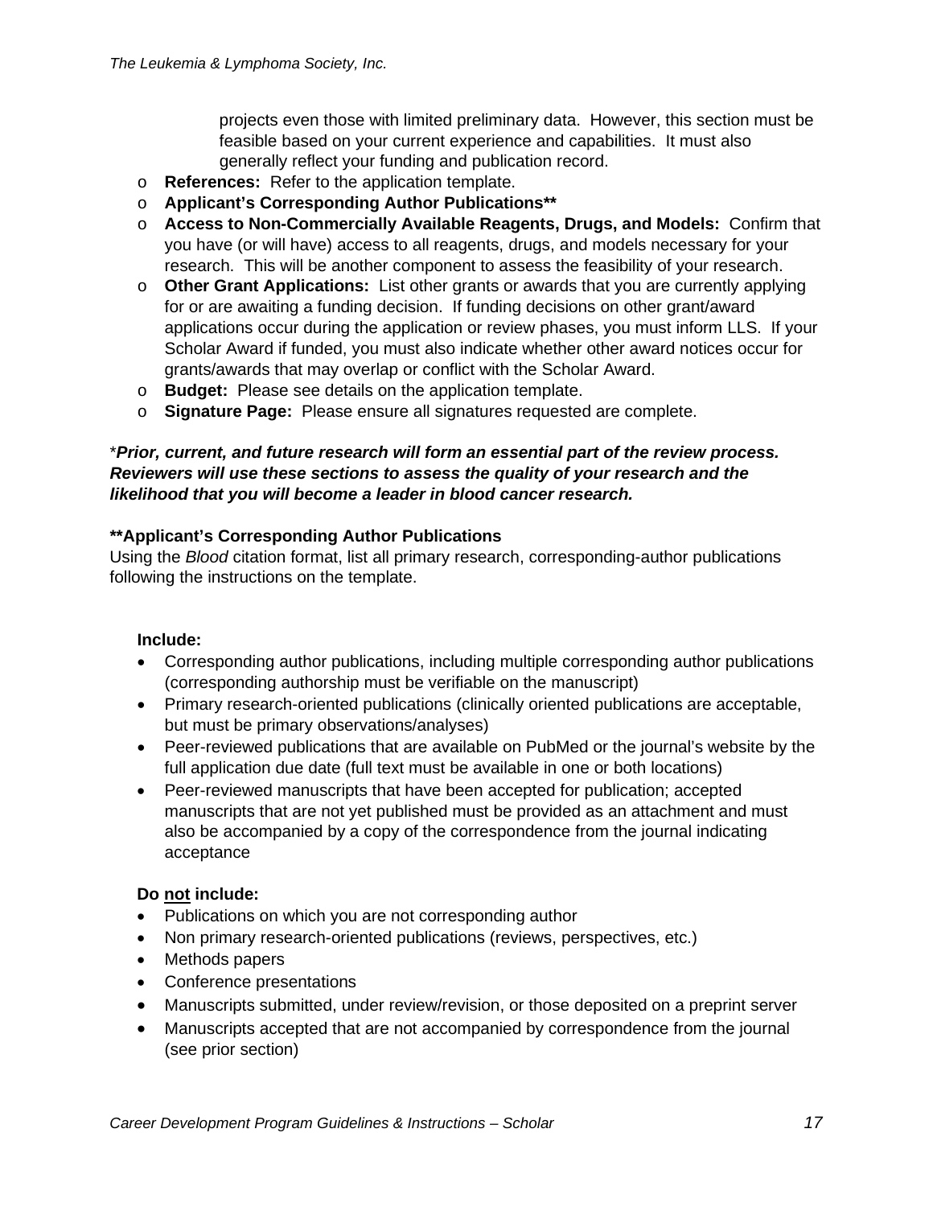projects even those with limited preliminary data. However, this section must be feasible based on your current experience and capabilities. It must also generally reflect your funding and publication record.

- **References:** Refer to the application template.
- **Applicant's Corresponding Author Publications****
- **Access to Non-Commercially Available Reagents, Drugs, and Models:** Confirm that you have (or will have) access to all reagents, drugs, and models necessary for your research. This will be another component to assess the feasibility of your research.
- **Other Grant Applications:** List other grants or awards that you are currently applying for or are awaiting a funding decision. If funding decisions on other grant/award applications occur during the application or review phases, you must inform LLS. If your Scholar Award if funded, you must also indicate whether other award notices occur for grants/awards that may overlap or conflict with the Scholar Award.
- **Budget:** Please see details on the application template.
- **Signature Page:** Please ensure all signatures requested are complete.

**\****Prior, current, and future research will form an essential part of the review process. Reviewers will use these sections to assess the quality of your research and the likelihood that you will become a leader in blood cancer research.***

**\*\*Applicant's Corresponding Author Publications**

Using the *Blood* citation format, list all primary research, corresponding-author publications following the instructions on the template.

**Include:**

- Corresponding author publications, including multiple corresponding author publications (corresponding authorship must be verifiable on the manuscript)
- Primary research-oriented publications (clinically oriented publications are acceptable, but must be primary observations/analyses)
- Peer-reviewed publications that are available on PubMed or the journal's website by the full application due date (full text must be available in one or both locations)
- Peer-reviewed manuscripts that have been accepted for publication; accepted manuscripts that are not yet published must be provided as an attachment and must also be accompanied by a copy of the correspondence from the journal indicating acceptance

**Do <u>not</u> include:**

- Publications on which you are not corresponding author
- Non primary research-oriented publications (reviews, perspectives, etc.)
- Methods papers
- Conference presentations
- Manuscripts submitted, under review/revision, or those deposited on a preprint server
- Manuscripts accepted that are not accompanied by correspondence from the journal (see prior section)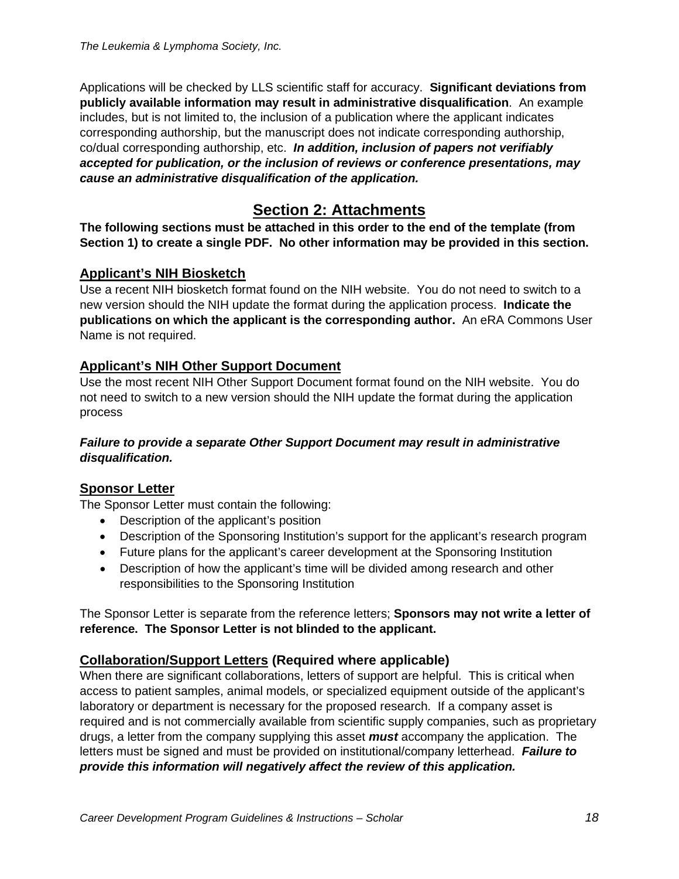Applications will be checked by LLS scientific staff for accuracy. **Significant deviations from publicly available information may result in administrative disqualification**. An example includes, but is not limited to, the inclusion of a publication where the applicant indicates corresponding authorship, but the manuscript does not indicate corresponding authorship, co/dual corresponding authorship, etc. ***In addition, inclusion of papers not verifiably accepted for publication, or the inclusion of reviews or conference presentations, may cause an administrative disqualification of the application.***

## Section 2: Attachments

**The following sections must be attached in this order to the end of the template (from Section 1) to create a single PDF. No other information may be provided in this section.**

### Applicant's NIH Biosketch

Use a recent NIH biosketch format found on the NIH website. You do not need to switch to a new version should the NIH update the format during the application process. **Indicate the publications on which the applicant is the corresponding author.** An eRA Commons User Name is not required.

### Applicant's NIH Other Support Document

Use the most recent NIH Other Support Document format found on the NIH website. You do not need to switch to a new version should the NIH update the format during the application process

***Failure to provide a separate Other Support Document may result in administrative disqualification.***

### Sponsor Letter

The Sponsor Letter must contain the following:

- Description of the applicant's position
- Description of the Sponsoring Institution's support for the applicant's research program
- Future plans for the applicant's career development at the Sponsoring Institution
- Description of how the applicant's time will be divided among research and other responsibilities to the Sponsoring Institution

The Sponsor Letter is separate from the reference letters; **Sponsors may not write a letter of reference. The Sponsor Letter is not blinded to the applicant.**

### Collaboration/Support Letters (Required where applicable)

When there are significant collaborations, letters of support are helpful. This is critical when access to patient samples, animal models, or specialized equipment outside of the applicant's laboratory or department is necessary for the proposed research. If a company asset is required and is not commercially available from scientific supply companies, such as proprietary drugs, a letter from the company supplying this asset ***must*** accompany the application. The letters must be signed and must be provided on institutional/company letterhead. ***Failure to provide this information will negatively affect the review of this application.***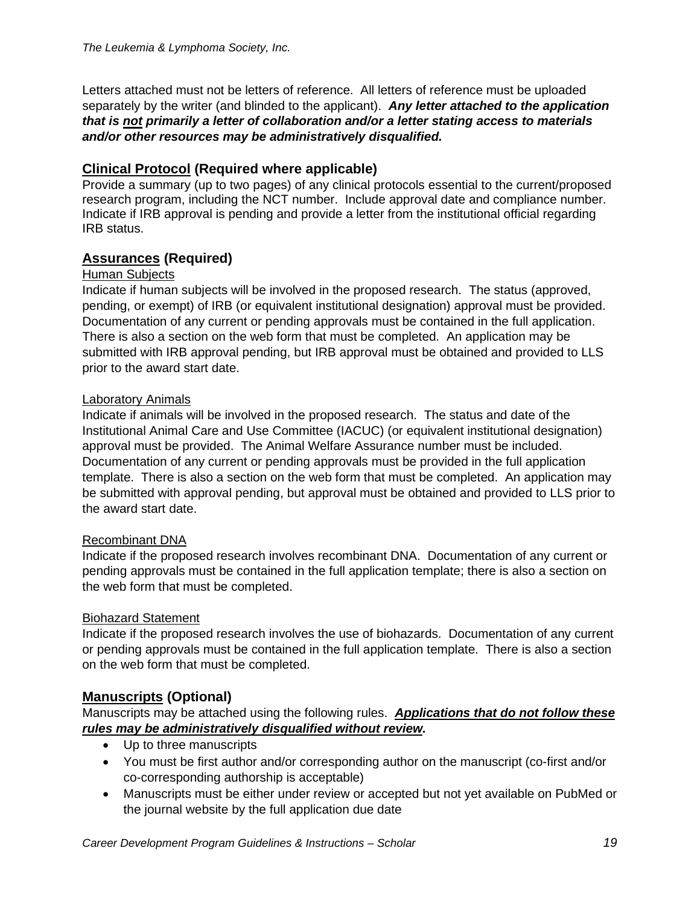Letters attached must not be letters of reference. All letters of reference must be uploaded separately by the writer (and blinded to the applicant). ***Any letter attached to the application that is <u>not</u> primarily a letter of collaboration and/or a letter stating access to materials and/or other resources may be administratively disqualified.***

## <u>Clinical Protocol</u> (Required where applicable)

Provide a summary (up to two pages) of any clinical protocols essential to the current/proposed research program, including the NCT number. Include approval date and compliance number. Indicate if IRB approval is pending and provide a letter from the institutional official regarding IRB status.

## <u>Assurances</u> (Required)

<u>Human Subjects</u>

Indicate if human subjects will be involved in the proposed research. The status (approved, pending, or exempt) of IRB (or equivalent institutional designation) approval must be provided. Documentation of any current or pending approvals must be contained in the full application. There is also a section on the web form that must be completed. An application may be submitted with IRB approval pending, but IRB approval must be obtained and provided to LLS prior to the award start date.

<u>Laboratory Animals</u>

Indicate if animals will be involved in the proposed research. The status and date of the Institutional Animal Care and Use Committee (IACUC) (or equivalent institutional designation) approval must be provided. The Animal Welfare Assurance number must be included. Documentation of any current or pending approvals must be provided in the full application template. There is also a section on the web form that must be completed. An application may be submitted with approval pending, but approval must be obtained and provided to LLS prior to the award start date.

<u>Recombinant DNA</u>

Indicate if the proposed research involves recombinant DNA. Documentation of any current or pending approvals must be contained in the full application template; there is also a section on the web form that must be completed.

<u>Biohazard Statement</u>

Indicate if the proposed research involves the use of biohazards. Documentation of any current or pending approvals must be contained in the full application template. There is also a section on the web form that must be completed.

## <u>Manuscripts</u> (Optional)

Manuscripts may be attached using the following rules. ***<u>Applications that do not follow these rules may be administratively disqualified without review</u>.***

- Up to three manuscripts
- You must be first author and/or corresponding author on the manuscript (co-first and/or co-corresponding authorship is acceptable)
- Manuscripts must be either under review or accepted but not yet available on PubMed or the journal website by the full application due date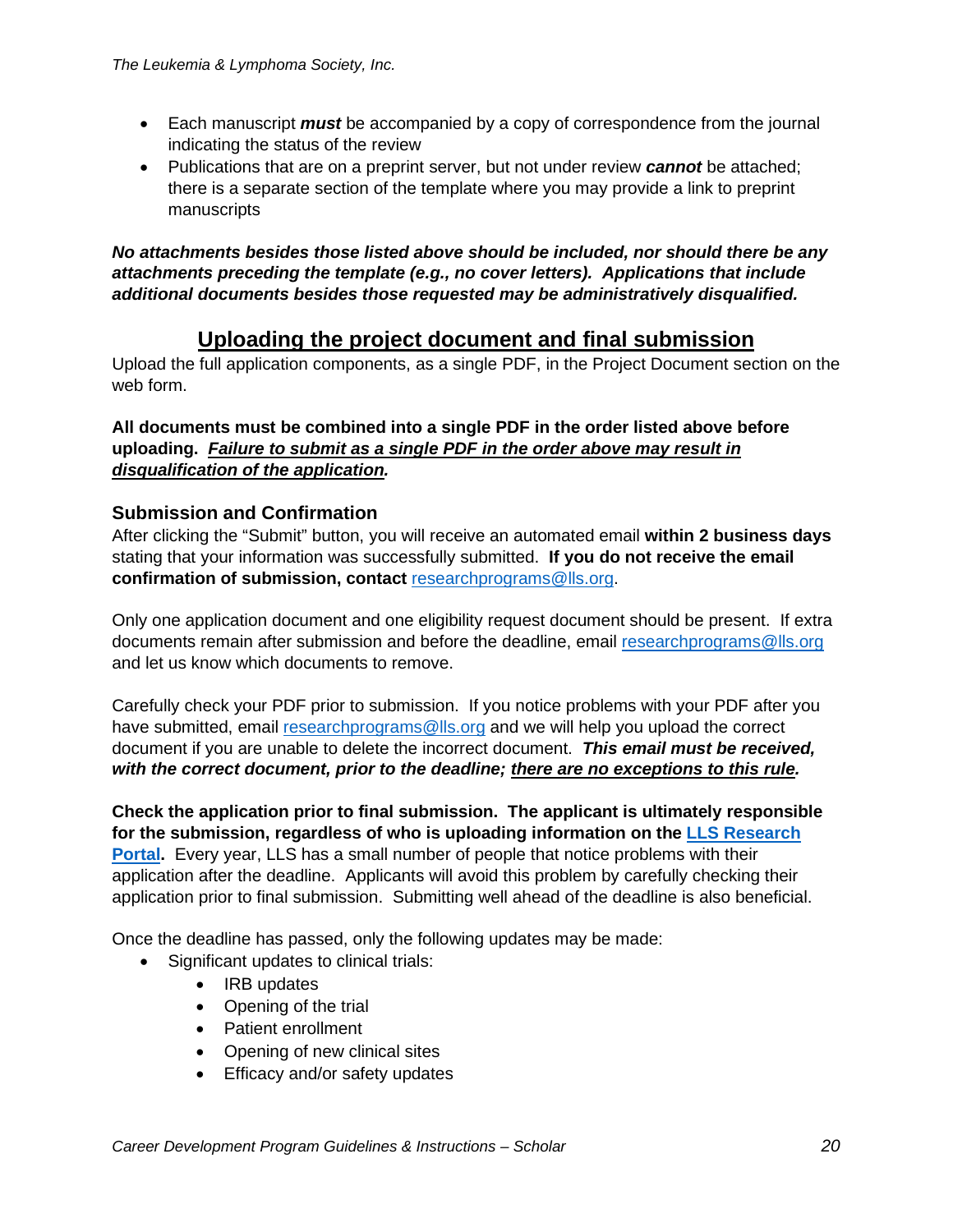- Each manuscript ***must*** be accompanied by a copy of correspondence from the journal indicating the status of the review
- Publications that are on a preprint server, but not under review ***cannot*** be attached; there is a separate section of the template where you may provide a link to preprint manuscripts

***No attachments besides those listed above should be included, nor should there be any attachments preceding the template (e.g., no cover letters). Applications that include additional documents besides those requested may be administratively disqualified.***

## <u>Uploading the project document and final submission</u>

Upload the full application components, as a single PDF, in the Project Document section on the web form.

**All documents must be combined into a single PDF in the order listed above before uploading. *<u>Failure to submit as a single PDF in the order above may result in disqualification of the application</u>.***

### Submission and Confirmation

After clicking the "Submit" button, you will receive an automated email **within 2 business days** stating that your information was successfully submitted. **If you do not receive the email confirmation of submission, contact** researchprograms@lls.org.

Only one application document and one eligibility request document should be present. If extra documents remain after submission and before the deadline, email researchprograms@lls.org and let us know which documents to remove.

Carefully check your PDF prior to submission. If you notice problems with your PDF after you have submitted, email researchprograms@lls.org and we will help you upload the correct document if you are unable to delete the incorrect document. ***This email must be received, with the correct document, prior to the deadline; <u>there are no exceptions to this rule</u>.***

**Check the application prior to final submission. The applicant is ultimately responsible for the submission, regardless of who is uploading information on the LLS Research Portal.** Every year, LLS has a small number of people that notice problems with their application after the deadline. Applicants will avoid this problem by carefully checking their application prior to final submission. Submitting well ahead of the deadline is also beneficial.

Once the deadline has passed, only the following updates may be made:

- Significant updates to clinical trials:
    - IRB updates
    - Opening of the trial
    - Patient enrollment
    - Opening of new clinical sites
    - Efficacy and/or safety updates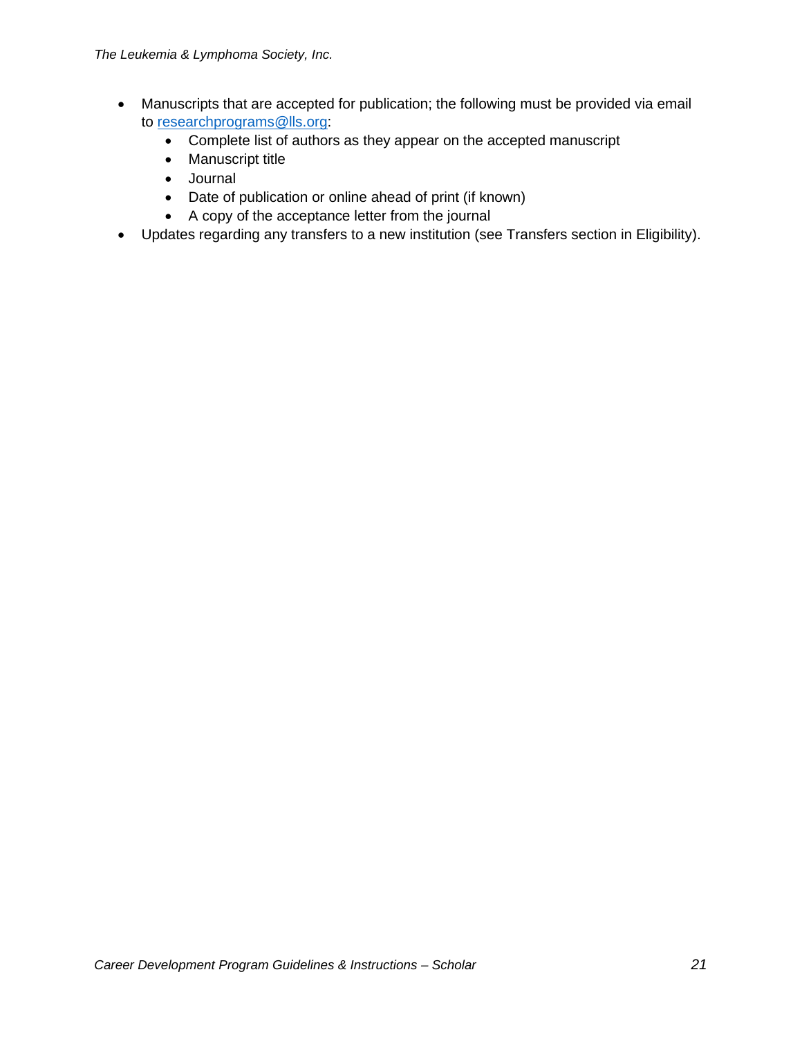- Manuscripts that are accepted for publication; the following must be provided via email to [researchprograms@lls.org](mailto:researchprograms@lls.org):
    - Complete list of authors as they appear on the accepted manuscript
    - Manuscript title
    - Journal
    - Date of publication or online ahead of print (if known)
    - A copy of the acceptance letter from the journal
- Updates regarding any transfers to a new institution (see Transfers section in Eligibility).